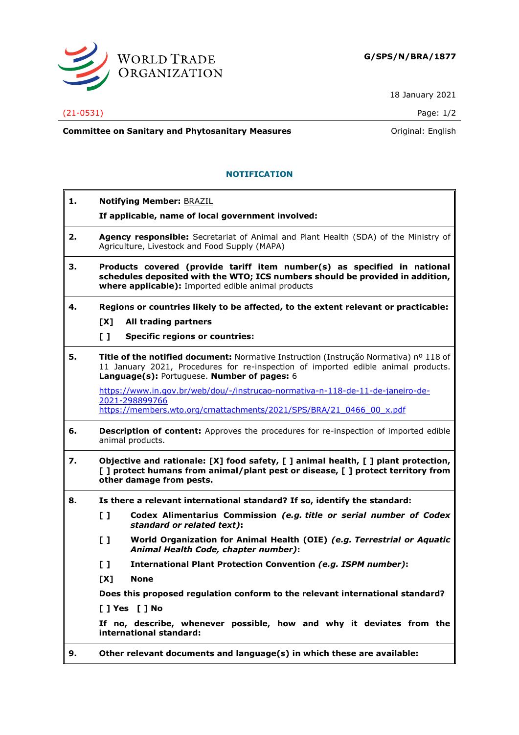WORLD TRADE ORGANIZATION

**G/SPS/N/BRA/1877**

18 January 2021

(21-0531)

**Committee on Sanitary and Phytosanitary Measures**

Original: English

## NOTIFICATION

**1. Notifying Member:** BRAZIL

**If applicable, name of local government involved:**

**2. Agency responsible:** Secretariat of Animal and Plant Health (SDA) of the Ministry of Agriculture, Livestock and Food Supply (MAPA)

**3. Products covered (provide tariff item number(s) as specified in national schedules deposited with the WTO; ICS numbers should be provided in addition, where applicable):** Imported edible animal products

**4. Regions or countries likely to be affected, to the extent relevant or practicable:**

**[X] All trading partners**

**[ ] Specific regions or countries:**

**5. Title of the notified document:** Normative Instruction (Instrução Normativa) nº 118 of 11 January 2021, Procedures for re-inspection of imported edible animal products. **Language(s):** Portuguese. **Number of pages:** 6

https://www.in.gov.br/web/dou/-/instrucao-normativa-n-118-de-11-de-janeiro-de-2021-298899766
https://members.wto.org/crnattachments/2021/SPS/BRA/21_0466_00_x.pdf

**6. Description of content:** Approves the procedures for re-inspection of imported edible animal products.

**7. Objective and rationale: [X] food safety, [ ] animal health, [ ] plant protection, [ ] protect humans from animal/plant pest or disease, [ ] protect territory from other damage from pests.**

**8. Is there a relevant international standard? If so, identify the standard:**

**[ ] Codex Alimentarius Commission** ***(e.g. title or serial number of Codex standard or related text)*****:**

**[ ] World Organization for Animal Health (OIE)** ***(e.g. Terrestrial or Aquatic Animal Health Code, chapter number)*****:**

**[ ] International Plant Protection Convention** ***(e.g. ISPM number)*****:**

**[X] None**

**Does this proposed regulation conform to the relevant international standard?**

**[ ] Yes [ ] No**

**If no, describe, whenever possible, how and why it deviates from the international standard:**

**9. Other relevant documents and language(s) in which these are available:**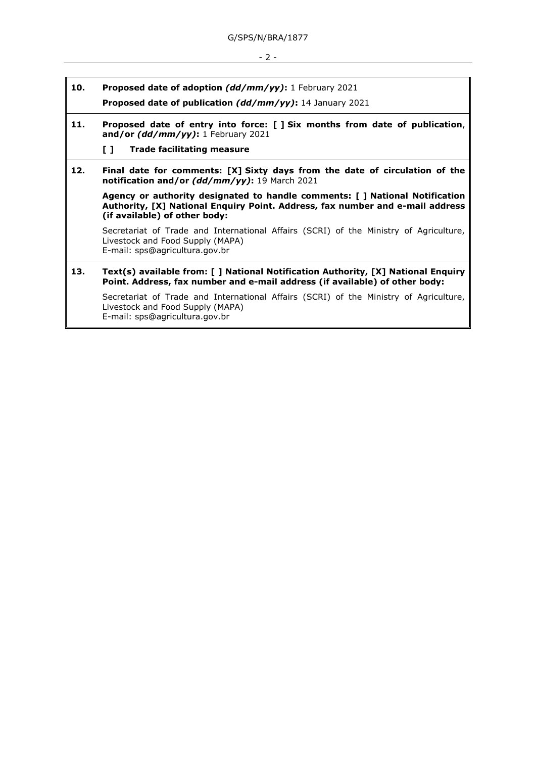**10. Proposed date of adoption *(dd/mm/yy)*:** 1 February 2021

**Proposed date of publication *(dd/mm/yy)*:** 14 January 2021

**11. Proposed date of entry into force: [ ] Six months from date of publication, and/or *(dd/mm/yy)*:** 1 February 2021

**[ ] Trade facilitating measure**

**12. Final date for comments: [X] Sixty days from the date of circulation of the notification and/or *(dd/mm/yy)*:** 19 March 2021

**Agency or authority designated to handle comments: [ ] National Notification Authority, [X] National Enquiry Point. Address, fax number and e-mail address (if available) of other body:**

Secretariat of Trade and International Affairs (SCRI) of the Ministry of Agriculture, Livestock and Food Supply (MAPA)
E-mail: sps@agricultura.gov.br

**13. Text(s) available from: [ ] National Notification Authority, [X] National Enquiry Point. Address, fax number and e-mail address (if available) of other body:**

Secretariat of Trade and International Affairs (SCRI) of the Ministry of Agriculture, Livestock and Food Supply (MAPA)
E-mail: sps@agricultura.gov.br